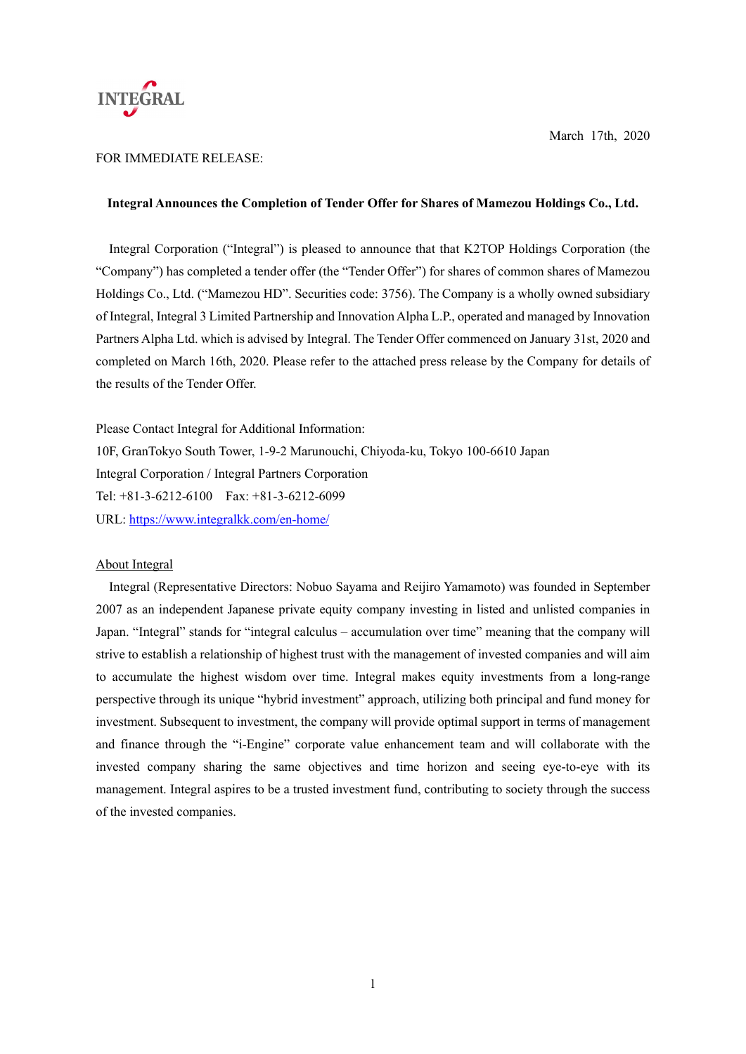INTEGRAL

March 17th, 2020

FOR IMMEDIATE RELEASE:

**Integral Announces the Completion of Tender Offer for Shares of Mamezou Holdings Co., Ltd.**

Integral Corporation ("Integral") is pleased to announce that that K2TOP Holdings Corporation (the "Company") has completed a tender offer (the "Tender Offer") for shares of common shares of Mamezou Holdings Co., Ltd. ("Mamezou HD". Securities code: 3756). The Company is a wholly owned subsidiary of Integral, Integral 3 Limited Partnership and Innovation Alpha L.P., operated and managed by Innovation Partners Alpha Ltd. which is advised by Integral. The Tender Offer commenced on January 31st, 2020 and completed on March 16th, 2020. Please refer to the attached press release by the Company for details of the results of the Tender Offer.

Please Contact Integral for Additional Information:
10F, GranTokyo South Tower, 1-9-2 Marunouchi, Chiyoda-ku, Tokyo 100-6610 Japan
Integral Corporation / Integral Partners Corporation
Tel: +81-3-6212-6100 Fax: +81-3-6212-6099
URL: https://www.integralkk.com/en-home/

<u>About Integral</u>

Integral (Representative Directors: Nobuo Sayama and Reijiro Yamamoto) was founded in September 2007 as an independent Japanese private equity company investing in listed and unlisted companies in Japan. "Integral" stands for "integral calculus – accumulation over time" meaning that the company will strive to establish a relationship of highest trust with the management of invested companies and will aim to accumulate the highest wisdom over time. Integral makes equity investments from a long-range perspective through its unique "hybrid investment" approach, utilizing both principal and fund money for investment. Subsequent to investment, the company will provide optimal support in terms of management and finance through the "i-Engine" corporate value enhancement team and will collaborate with the invested company sharing the same objectives and time horizon and seeing eye-to-eye with its management. Integral aspires to be a trusted investment fund, contributing to society through the success of the invested companies.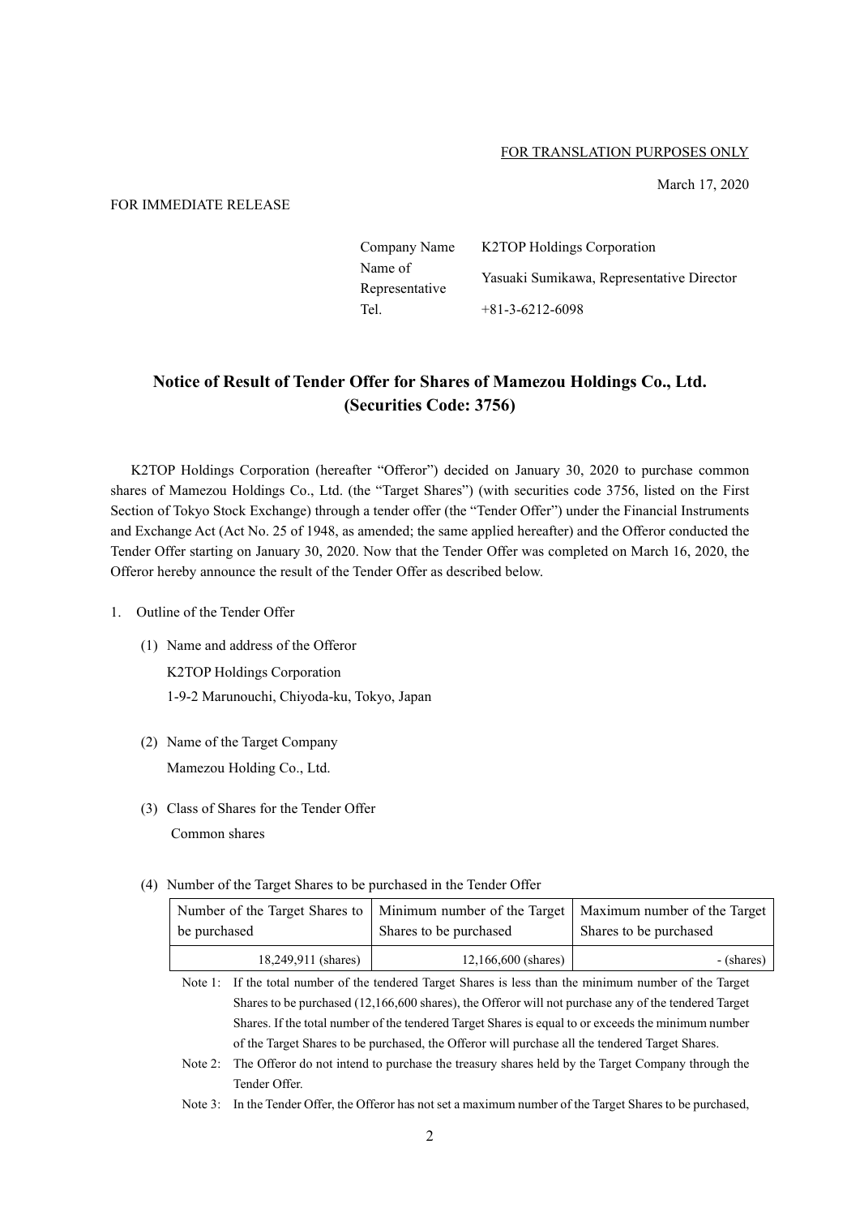FOR TRANSLATION PURPOSES ONLY

March 17, 2020

FOR IMMEDIATE RELEASE

| | |
|---|---|
| Company Name | K2TOP Holdings Corporation |
| Name of Representative | Yasuaki Sumikawa, Representative Director |
| Tel. | +81-3-6212-6098 |

# Notice of Result of Tender Offer for Shares of Mamezou Holdings Co., Ltd. (Securities Code: 3756)

K2TOP Holdings Corporation (hereafter "Offeror") decided on January 30, 2020 to purchase common shares of Mamezou Holdings Co., Ltd. (the "Target Shares") (with securities code 3756, listed on the First Section of Tokyo Stock Exchange) through a tender offer (the "Tender Offer") under the Financial Instruments and Exchange Act (Act No. 25 of 1948, as amended; the same applied hereafter) and the Offeror conducted the Tender Offer starting on January 30, 2020. Now that the Tender Offer was completed on March 16, 2020, the Offeror hereby announce the result of the Tender Offer as described below.

1. Outline of the Tender Offer

   (1) Name and address of the Offeror

   K2TOP Holdings Corporation
   1-9-2 Marunouchi, Chiyoda-ku, Tokyo, Japan

   (2) Name of the Target Company

   Mamezou Holding Co., Ltd.

   (3) Class of Shares for the Tender Offer

   Common shares

   (4) Number of the Target Shares to be purchased in the Tender Offer

| Number of the Target Shares to be purchased | Minimum number of the Target Shares to be purchased | Maximum number of the Target Shares to be purchased |
|---|---|---|
| 18,249,911 (shares) | 12,166,600 (shares) | - (shares) |

Note 1: If the total number of the tendered Target Shares is less than the minimum number of the Target Shares to be purchased (12,166,600 shares), the Offeror will not purchase any of the tendered Target Shares. If the total number of the tendered Target Shares is equal to or exceeds the minimum number of the Target Shares to be purchased, the Offeror will purchase all the tendered Target Shares.

Note 2: The Offeror do not intend to purchase the treasury shares held by the Target Company through the Tender Offer.

Note 3: In the Tender Offer, the Offeror has not set a maximum number of the Target Shares to be purchased,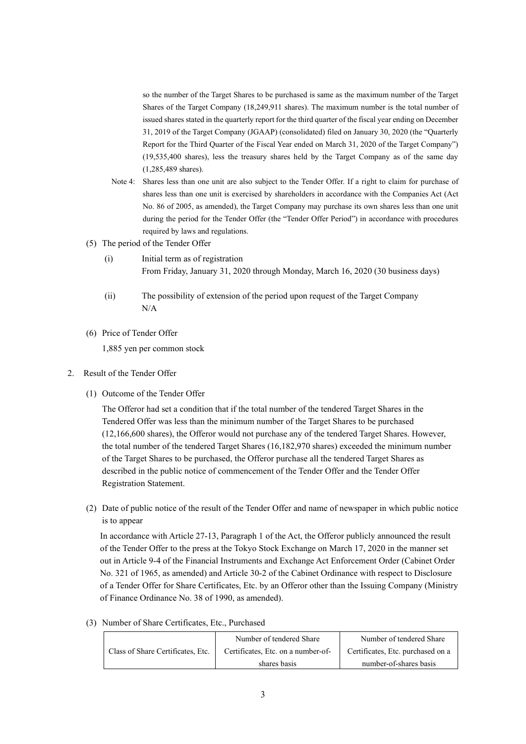so the number of the Target Shares to be purchased is same as the maximum number of the Target Shares of the Target Company (18,249,911 shares). The maximum number is the total number of issued shares stated in the quarterly report for the third quarter of the fiscal year ending on December 31, 2019 of the Target Company (JGAAP) (consolidated) filed on January 30, 2020 (the "Quarterly Report for the Third Quarter of the Fiscal Year ended on March 31, 2020 of the Target Company") (19,535,400 shares), less the treasury shares held by the Target Company as of the same day (1,285,489 shares).

Note 4: Shares less than one unit are also subject to the Tender Offer. If a right to claim for purchase of shares less than one unit is exercised by shareholders in accordance with the Companies Act (Act No. 86 of 2005, as amended), the Target Company may purchase its own shares less than one unit during the period for the Tender Offer (the "Tender Offer Period") in accordance with procedures required by laws and regulations.

(5) The period of the Tender Offer

(i) Initial term as of registration
From Friday, January 31, 2020 through Monday, March 16, 2020 (30 business days)

(ii) The possibility of extension of the period upon request of the Target Company
N/A

(6) Price of Tender Offer

1,885 yen per common stock

2. Result of the Tender Offer

(1) Outcome of the Tender Offer

The Offeror had set a condition that if the total number of the tendered Target Shares in the Tendered Offer was less than the minimum number of the Target Shares to be purchased (12,166,600 shares), the Offeror would not purchase any of the tendered Target Shares. However, the total number of the tendered Target Shares (16,182,970 shares) exceeded the minimum number of the Target Shares to be purchased, the Offeror purchase all the tendered Target Shares as described in the public notice of commencement of the Tender Offer and the Tender Offer Registration Statement.

(2) Date of public notice of the result of the Tender Offer and name of newspaper in which public notice is to appear

In accordance with Article 27-13, Paragraph 1 of the Act, the Offeror publicly announced the result of the Tender Offer to the press at the Tokyo Stock Exchange on March 17, 2020 in the manner set out in Article 9-4 of the Financial Instruments and Exchange Act Enforcement Order (Cabinet Order No. 321 of 1965, as amended) and Article 30-2 of the Cabinet Ordinance with respect to Disclosure of a Tender Offer for Share Certificates, Etc. by an Offeror other than the Issuing Company (Ministry of Finance Ordinance No. 38 of 1990, as amended).

(3) Number of Share Certificates, Etc., Purchased

| Class of Share Certificates, Etc. | Number of tendered Share Certificates, Etc. on a number-of-shares basis | Number of tendered Share Certificates, Etc. purchased on a number-of-shares basis |
|---|---|---|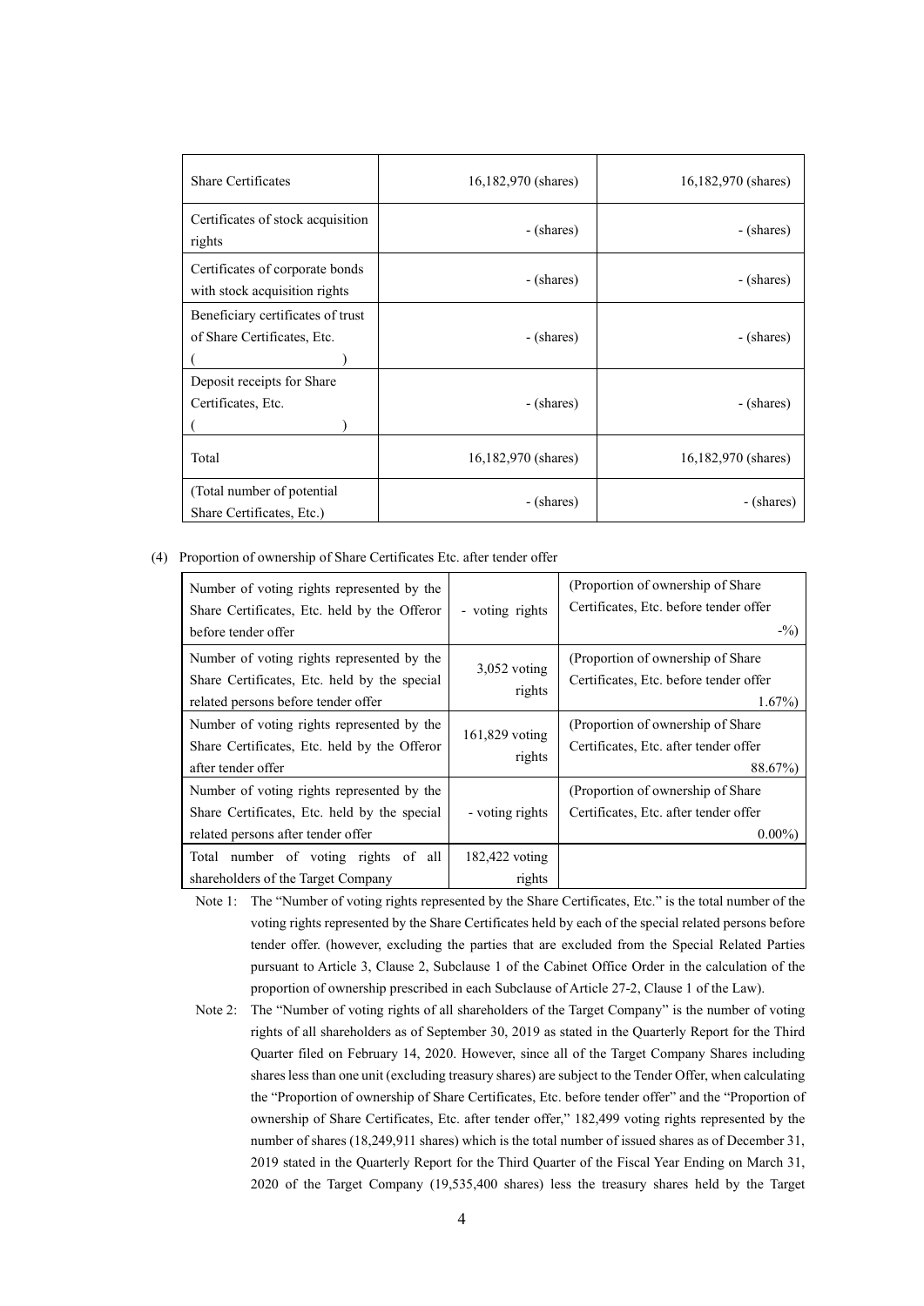| Share Certificates | 16,182,970 (shares) | 16,182,970 (shares) |
|---|---|---|
| Certificates of stock acquisition rights | - (shares) | - (shares) |
| Certificates of corporate bonds with stock acquisition rights | - (shares) | - (shares) |
| Beneficiary certificates of trust of Share Certificates, Etc. ( ) | - (shares) | - (shares) |
| Deposit receipts for Share Certificates, Etc. ( ) | - (shares) | - (shares) |
| Total | 16,182,970 (shares) | 16,182,970 (shares) |
| (Total number of potential Share Certificates, Etc.) | - (shares) | - (shares) |

(4) Proportion of ownership of Share Certificates Etc. after tender offer

| | | |
|---|---|---|
| Number of voting rights represented by the Share Certificates, Etc. held by the Offeror before tender offer | - voting rights | (Proportion of ownership of Share Certificates, Etc. before tender offer -%) |
| Number of voting rights represented by the Share Certificates, Etc. held by the special related persons before tender offer | 3,052 voting rights | (Proportion of ownership of Share Certificates, Etc. before tender offer 1.67%) |
| Number of voting rights represented by the Share Certificates, Etc. held by the Offeror after tender offer | 161,829 voting rights | (Proportion of ownership of Share Certificates, Etc. after tender offer 88.67%) |
| Number of voting rights represented by the Share Certificates, Etc. held by the special related persons after tender offer | - voting rights | (Proportion of ownership of Share Certificates, Etc. after tender offer 0.00%) |
| Total number of voting rights of all shareholders of the Target Company | 182,422 voting rights | |

Note 1: The "Number of voting rights represented by the Share Certificates, Etc." is the total number of the voting rights represented by the Share Certificates held by each of the special related persons before tender offer. (however, excluding the parties that are excluded from the Special Related Parties pursuant to Article 3, Clause 2, Subclause 1 of the Cabinet Office Order in the calculation of the proportion of ownership prescribed in each Subclause of Article 27-2, Clause 1 of the Law).

Note 2: The "Number of voting rights of all shareholders of the Target Company" is the number of voting rights of all shareholders as of September 30, 2019 as stated in the Quarterly Report for the Third Quarter filed on February 14, 2020. However, since all of the Target Company Shares including shares less than one unit (excluding treasury shares) are subject to the Tender Offer, when calculating the "Proportion of ownership of Share Certificates, Etc. before tender offer" and the "Proportion of ownership of Share Certificates, Etc. after tender offer," 182,499 voting rights represented by the number of shares (18,249,911 shares) which is the total number of issued shares as of December 31, 2019 stated in the Quarterly Report for the Third Quarter of the Fiscal Year Ending on March 31, 2020 of the Target Company (19,535,400 shares) less the treasury shares held by the Target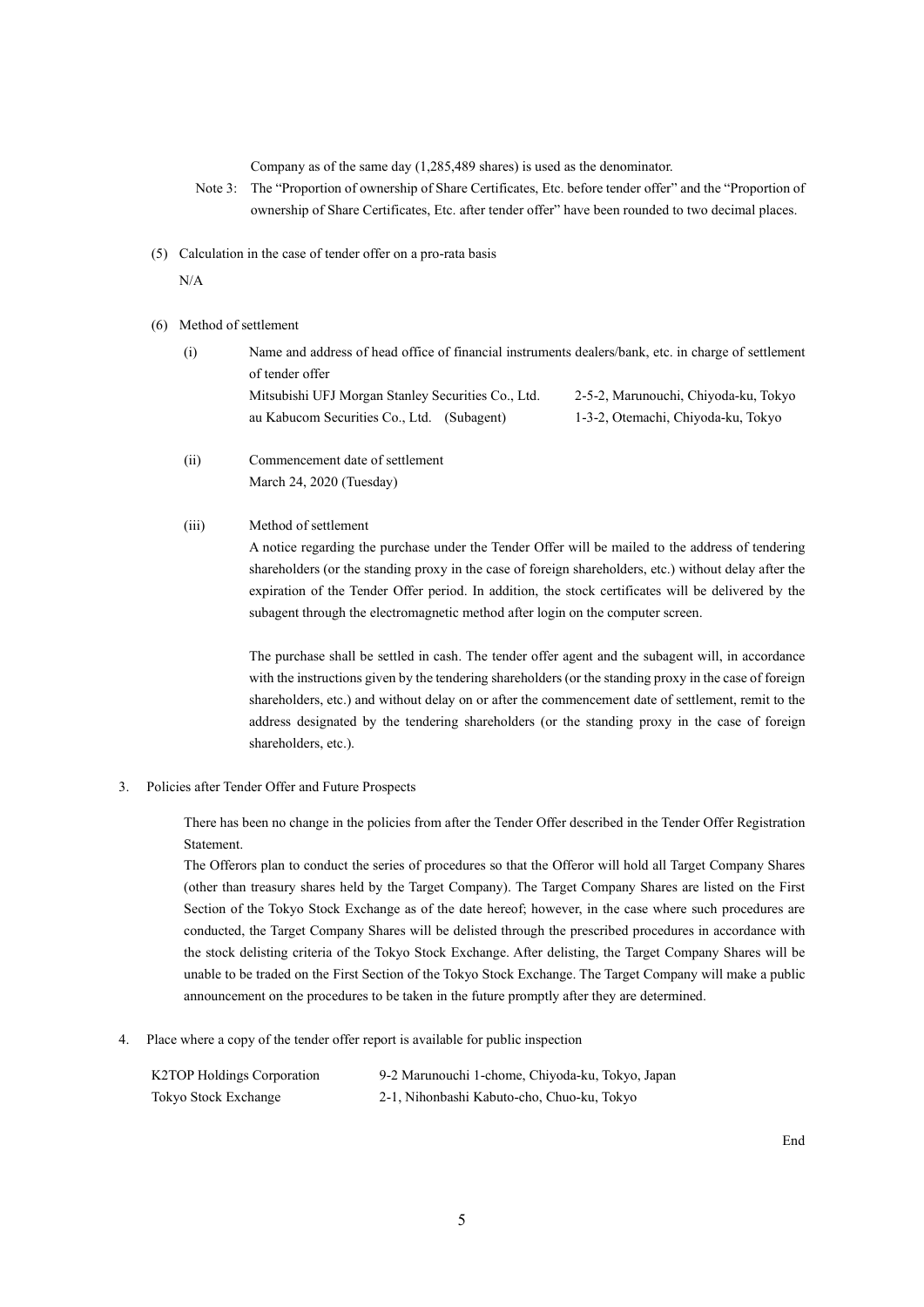Company as of the same day (1,285,489 shares) is used as the denominator.

Note 3: The "Proportion of ownership of Share Certificates, Etc. before tender offer" and the "Proportion of ownership of Share Certificates, Etc. after tender offer" have been rounded to two decimal places.

(5) Calculation in the case of tender offer on a pro-rata basis

N/A

(6) Method of settlement

(i) Name and address of head office of financial instruments dealers/bank, etc. in charge of settlement of tender offer

| | |
|---|---|
| Mitsubishi UFJ Morgan Stanley Securities Co., Ltd. | 2-5-2, Marunouchi, Chiyoda-ku, Tokyo |
| au Kabucom Securities Co., Ltd. (Subagent) | 1-3-2, Otemachi, Chiyoda-ku, Tokyo |

(ii) Commencement date of settlement

March 24, 2020 (Tuesday)

(iii) Method of settlement

A notice regarding the purchase under the Tender Offer will be mailed to the address of tendering shareholders (or the standing proxy in the case of foreign shareholders, etc.) without delay after the expiration of the Tender Offer period. In addition, the stock certificates will be delivered by the subagent through the electromagnetic method after login on the computer screen.

The purchase shall be settled in cash. The tender offer agent and the subagent will, in accordance with the instructions given by the tendering shareholders (or the standing proxy in the case of foreign shareholders, etc.) and without delay on or after the commencement date of settlement, remit to the address designated by the tendering shareholders (or the standing proxy in the case of foreign shareholders, etc.).

3. Policies after Tender Offer and Future Prospects

There has been no change in the policies from after the Tender Offer described in the Tender Offer Registration Statement.

The Offerors plan to conduct the series of procedures so that the Offeror will hold all Target Company Shares (other than treasury shares held by the Target Company). The Target Company Shares are listed on the First Section of the Tokyo Stock Exchange as of the date hereof; however, in the case where such procedures are conducted, the Target Company Shares will be delisted through the prescribed procedures in accordance with the stock delisting criteria of the Tokyo Stock Exchange. After delisting, the Target Company Shares will be unable to be traded on the First Section of the Tokyo Stock Exchange. The Target Company will make a public announcement on the procedures to be taken in the future promptly after they are determined.

4. Place where a copy of the tender offer report is available for public inspection

| | |
|---|---|
| K2TOP Holdings Corporation | 9-2 Marunouchi 1-chome, Chiyoda-ku, Tokyo, Japan |
| Tokyo Stock Exchange | 2-1, Nihonbashi Kabuto-cho, Chuo-ku, Tokyo |

End